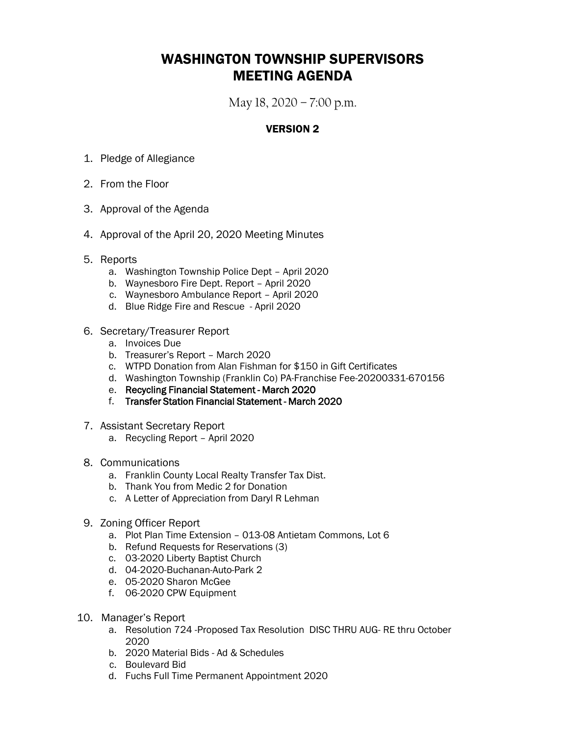# WASHINGTON TOWNSHIP SUPERVISORS
# MEETING AGENDA

May 18, 2020 – 7:00 p.m.

**VERSION 2**

1. Pledge of Allegiance

2. From the Floor

3. Approval of the Agenda

4. Approval of the April 20, 2020 Meeting Minutes

5. Reports
   a. Washington Township Police Dept – April 2020
   b. Waynesboro Fire Dept. Report – April 2020
   c. Waynesboro Ambulance Report – April 2020
   d. Blue Ridge Fire and Rescue - April 2020

6. Secretary/Treasurer Report
   a. Invoices Due
   b. Treasurer's Report – March 2020
   c. WTPD Donation from Alan Fishman for $150 in Gift Certificates
   d. Washington Township (Franklin Co) PA-Franchise Fee-20200331-670156
   e. Recycling Financial Statement - March 2020
   f. Transfer Station Financial Statement - March 2020

7. Assistant Secretary Report
   a. Recycling Report – April 2020

8. Communications
   a. Franklin County Local Realty Transfer Tax Dist.
   b. Thank You from Medic 2 for Donation
   c. A Letter of Appreciation from Daryl R Lehman

9. Zoning Officer Report
   a. Plot Plan Time Extension – 013-08 Antietam Commons, Lot 6
   b. Refund Requests for Reservations (3)
   c. 03-2020 Liberty Baptist Church
   d. 04-2020-Buchanan-Auto-Park 2
   e. 05-2020 Sharon McGee
   f. 06-2020 CPW Equipment

10. Manager's Report
    a. Resolution 724 -Proposed Tax Resolution DISC THRU AUG- RE thru October 2020
    b. 2020 Material Bids - Ad & Schedules
    c. Boulevard Bid
    d. Fuchs Full Time Permanent Appointment 2020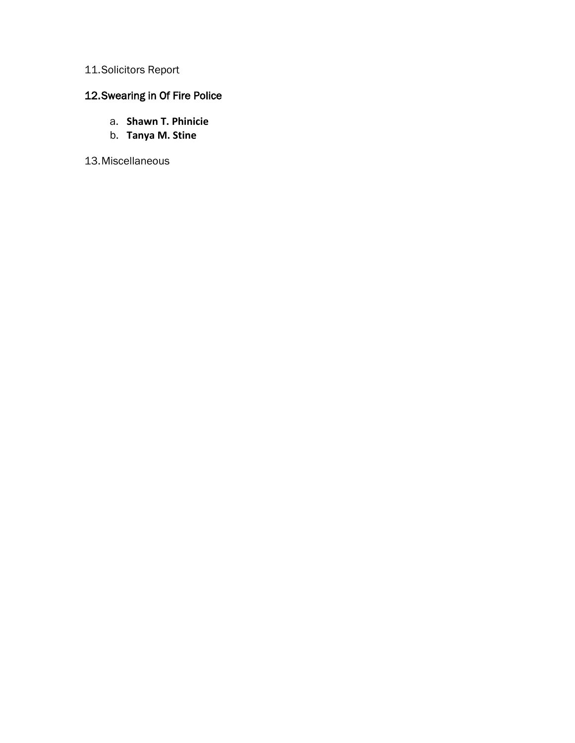11. Solicitors Report

12. Swearing in Of Fire Police

    a. **Shawn T. Phinicie**
    b. **Tanya M. Stine**

13. Miscellaneous